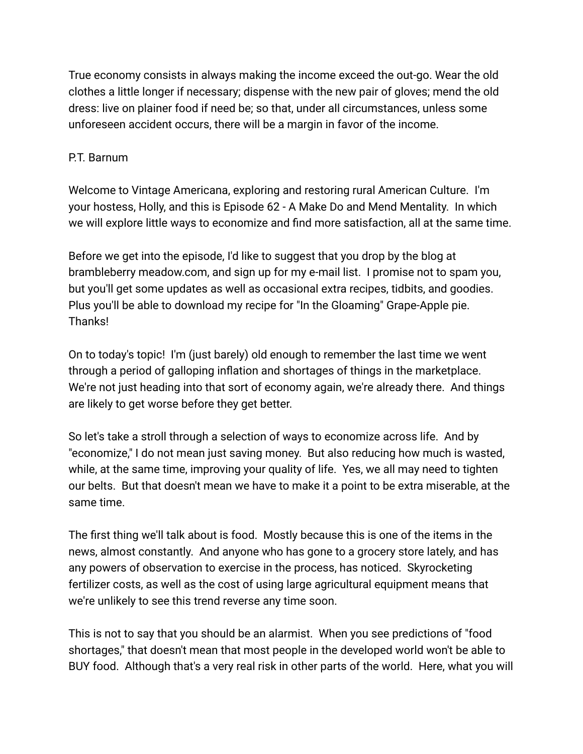True economy consists in always making the income exceed the out-go. Wear the old clothes a little longer if necessary; dispense with the new pair of gloves; mend the old dress: live on plainer food if need be; so that, under all circumstances, unless some unforeseen accident occurs, there will be a margin in favor of the income.

P.T. Barnum

Welcome to Vintage Americana, exploring and restoring rural American Culture. I'm your hostess, Holly, and this is Episode 62 - A Make Do and Mend Mentality. In which we will explore little ways to economize and find more satisfaction, all at the same time.

Before we get into the episode, I'd like to suggest that you drop by the blog at brambleberry meadow.com, and sign up for my e-mail list. I promise not to spam you, but you'll get some updates as well as occasional extra recipes, tidbits, and goodies. Plus you'll be able to download my recipe for "In the Gloaming" Grape-Apple pie. Thanks!

On to today's topic! I'm (just barely) old enough to remember the last time we went through a period of galloping inflation and shortages of things in the marketplace. We're not just heading into that sort of economy again, we're already there. And things are likely to get worse before they get better.

So let's take a stroll through a selection of ways to economize across life. And by "economize," I do not mean just saving money. But also reducing how much is wasted, while, at the same time, improving your quality of life. Yes, we all may need to tighten our belts. But that doesn't mean we have to make it a point to be extra miserable, at the same time.

The first thing we'll talk about is food. Mostly because this is one of the items in the news, almost constantly. And anyone who has gone to a grocery store lately, and has any powers of observation to exercise in the process, has noticed. Skyrocketing fertilizer costs, as well as the cost of using large agricultural equipment means that we're unlikely to see this trend reverse any time soon.

This is not to say that you should be an alarmist. When you see predictions of "food shortages," that doesn't mean that most people in the developed world won't be able to BUY food. Although that's a very real risk in other parts of the world. Here, what you will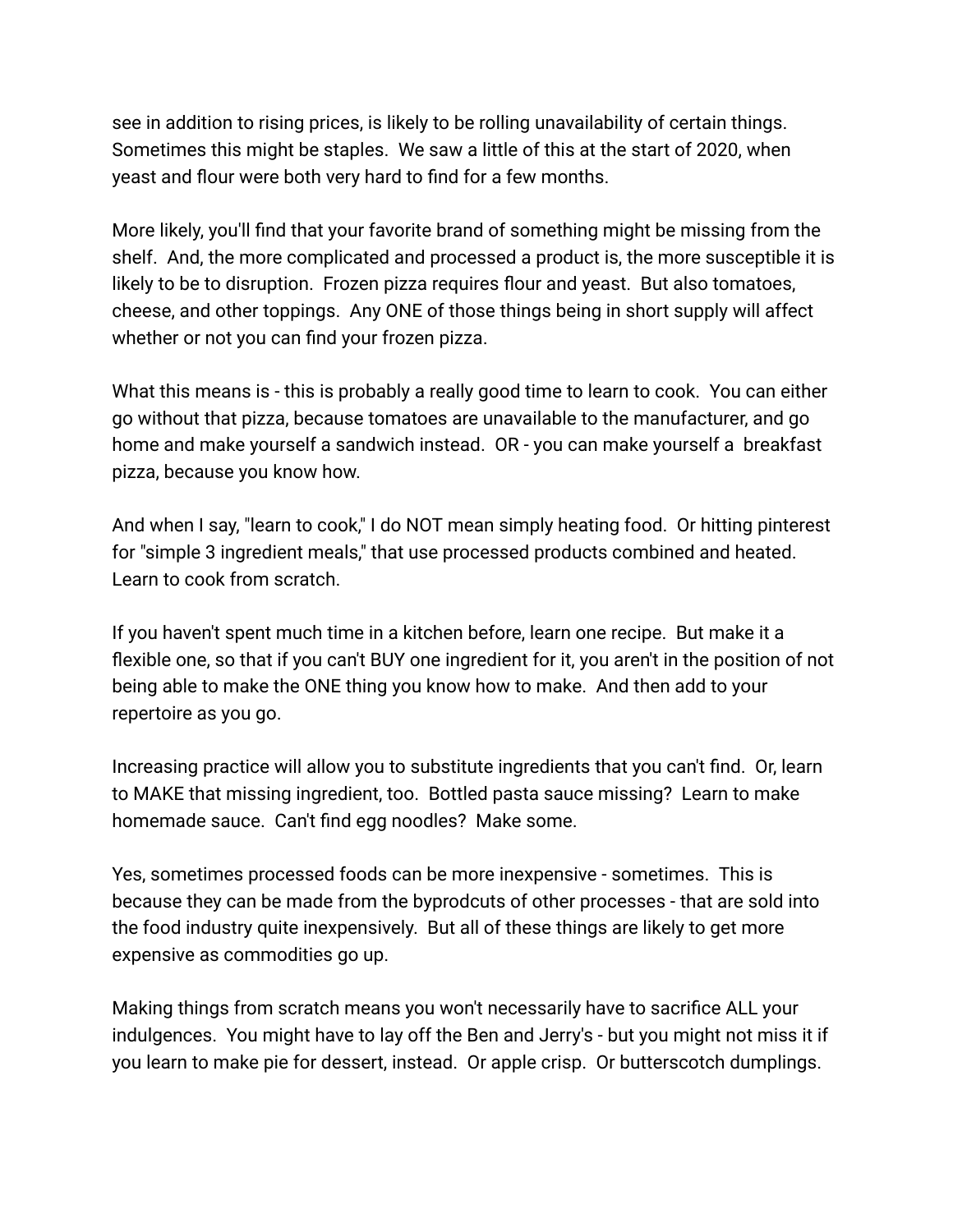see in addition to rising prices, is likely to be rolling unavailability of certain things. Sometimes this might be staples. We saw a little of this at the start of 2020, when yeast and flour were both very hard to find for a few months.

More likely, you'll find that your favorite brand of something might be missing from the shelf. And, the more complicated and processed a product is, the more susceptible it is likely to be to disruption. Frozen pizza requires flour and yeast. But also tomatoes, cheese, and other toppings. Any ONE of those things being in short supply will affect whether or not you can find your frozen pizza.

What this means is - this is probably a really good time to learn to cook. You can either go without that pizza, because tomatoes are unavailable to the manufacturer, and go home and make yourself a sandwich instead. OR - you can make yourself a breakfast pizza, because you know how.

And when I say, "learn to cook," I do NOT mean simply heating food. Or hitting pinterest for "simple 3 ingredient meals," that use processed products combined and heated. Learn to cook from scratch.

If you haven't spent much time in a kitchen before, learn one recipe. But make it a flexible one, so that if you can't BUY one ingredient for it, you aren't in the position of not being able to make the ONE thing you know how to make. And then add to your repertoire as you go.

Increasing practice will allow you to substitute ingredients that you can't find. Or, learn to MAKE that missing ingredient, too. Bottled pasta sauce missing? Learn to make homemade sauce. Can't find egg noodles? Make some.

Yes, sometimes processed foods can be more inexpensive - sometimes. This is because they can be made from the byprodcuts of other processes - that are sold into the food industry quite inexpensively. But all of these things are likely to get more expensive as commodities go up.

Making things from scratch means you won't necessarily have to sacrifice ALL your indulgences. You might have to lay off the Ben and Jerry's - but you might not miss it if you learn to make pie for dessert, instead. Or apple crisp. Or butterscotch dumplings.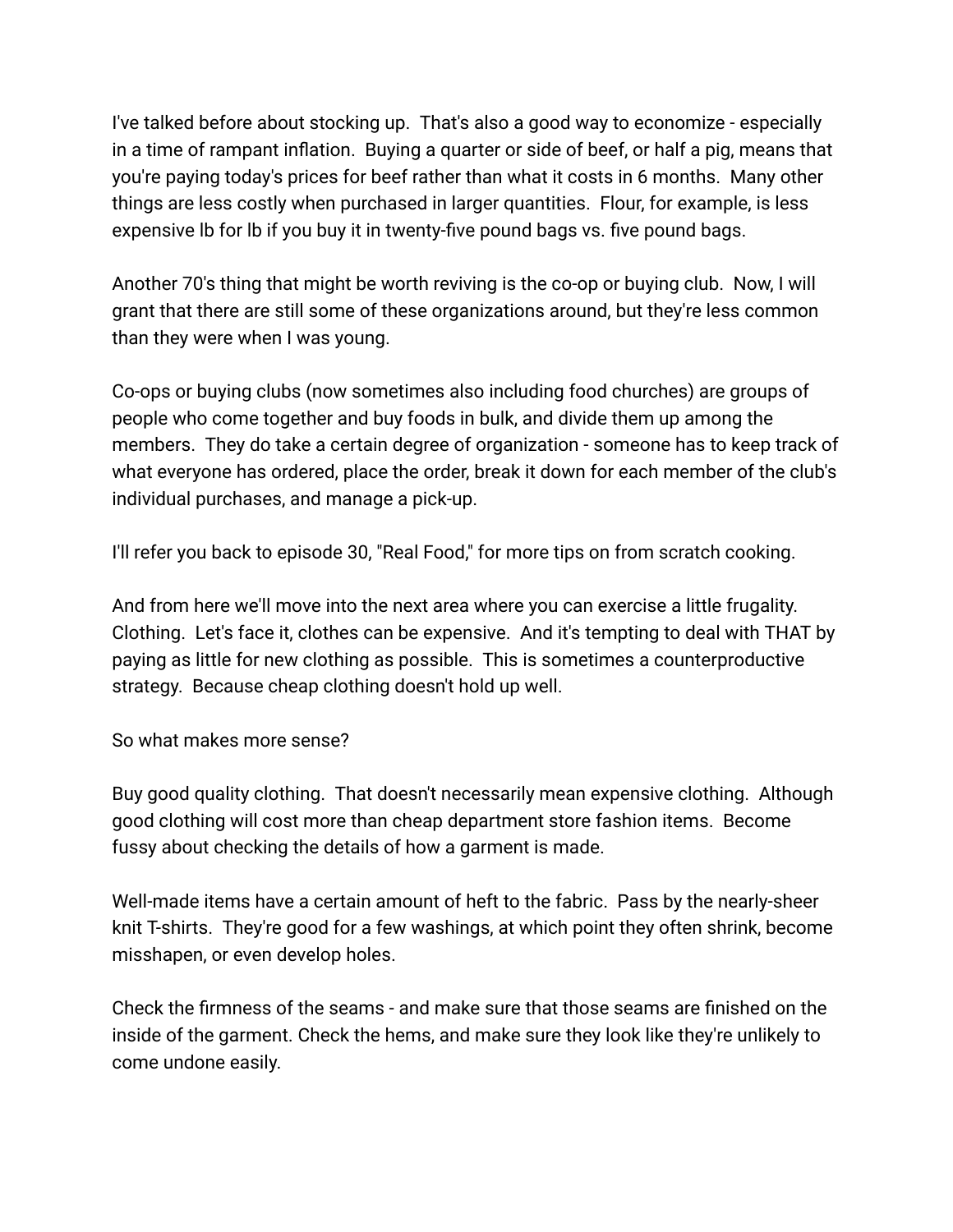I've talked before about stocking up. That's also a good way to economize - especially in a time of rampant inflation. Buying a quarter or side of beef, or half a pig, means that you're paying today's prices for beef rather than what it costs in 6 months. Many other things are less costly when purchased in larger quantities. Flour, for example, is less expensive lb for lb if you buy it in twenty-five pound bags vs. five pound bags.

Another 70's thing that might be worth reviving is the co-op or buying club. Now, I will grant that there are still some of these organizations around, but they're less common than they were when I was young.

Co-ops or buying clubs (now sometimes also including food churches) are groups of people who come together and buy foods in bulk, and divide them up among the members. They do take a certain degree of organization - someone has to keep track of what everyone has ordered, place the order, break it down for each member of the club's individual purchases, and manage a pick-up.

I'll refer you back to episode 30, "Real Food," for more tips on from scratch cooking.

And from here we'll move into the next area where you can exercise a little frugality. Clothing. Let's face it, clothes can be expensive. And it's tempting to deal with THAT by paying as little for new clothing as possible. This is sometimes a counterproductive strategy. Because cheap clothing doesn't hold up well.

So what makes more sense?

Buy good quality clothing. That doesn't necessarily mean expensive clothing. Although good clothing will cost more than cheap department store fashion items. Become fussy about checking the details of how a garment is made.

Well-made items have a certain amount of heft to the fabric. Pass by the nearly-sheer knit T-shirts. They're good for a few washings, at which point they often shrink, become misshapen, or even develop holes.

Check the firmness of the seams - and make sure that those seams are finished on the inside of the garment. Check the hems, and make sure they look like they're unlikely to come undone easily.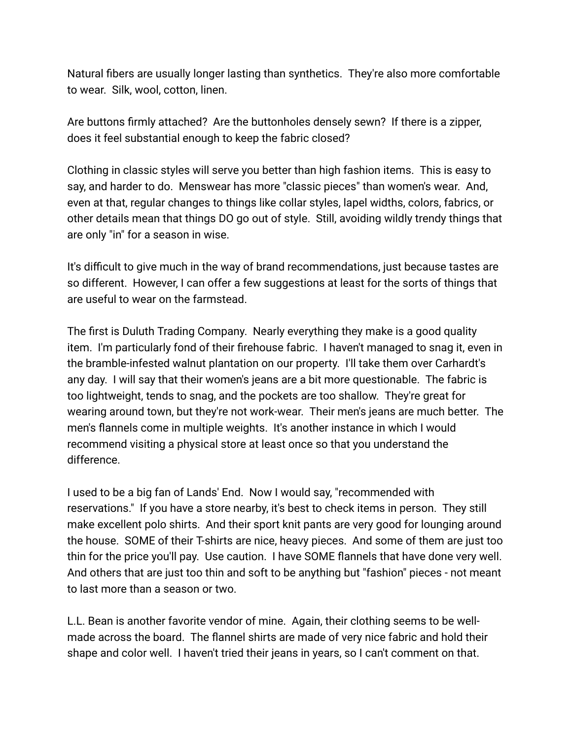Natural fibers are usually longer lasting than synthetics. They're also more comfortable to wear. Silk, wool, cotton, linen.

Are buttons firmly attached? Are the buttonholes densely sewn? If there is a zipper, does it feel substantial enough to keep the fabric closed?

Clothing in classic styles will serve you better than high fashion items. This is easy to say, and harder to do. Menswear has more "classic pieces" than women's wear. And, even at that, regular changes to things like collar styles, lapel widths, colors, fabrics, or other details mean that things DO go out of style. Still, avoiding wildly trendy things that are only "in" for a season in wise.

It's difficult to give much in the way of brand recommendations, just because tastes are so different. However, I can offer a few suggestions at least for the sorts of things that are useful to wear on the farmstead.

The first is Duluth Trading Company. Nearly everything they make is a good quality item. I'm particularly fond of their firehouse fabric. I haven't managed to snag it, even in the bramble-infested walnut plantation on our property. I'll take them over Carhardt's any day. I will say that their women's jeans are a bit more questionable. The fabric is too lightweight, tends to snag, and the pockets are too shallow. They're great for wearing around town, but they're not work-wear. Their men's jeans are much better. The men's flannels come in multiple weights. It's another instance in which I would recommend visiting a physical store at least once so that you understand the difference.

I used to be a big fan of Lands' End. Now I would say, "recommended with reservations." If you have a store nearby, it's best to check items in person. They still make excellent polo shirts. And their sport knit pants are very good for lounging around the house. SOME of their T-shirts are nice, heavy pieces. And some of them are just too thin for the price you'll pay. Use caution. I have SOME flannels that have done very well. And others that are just too thin and soft to be anything but "fashion" pieces - not meant to last more than a season or two.

L.L. Bean is another favorite vendor of mine. Again, their clothing seems to be well-made across the board. The flannel shirts are made of very nice fabric and hold their shape and color well. I haven't tried their jeans in years, so I can't comment on that.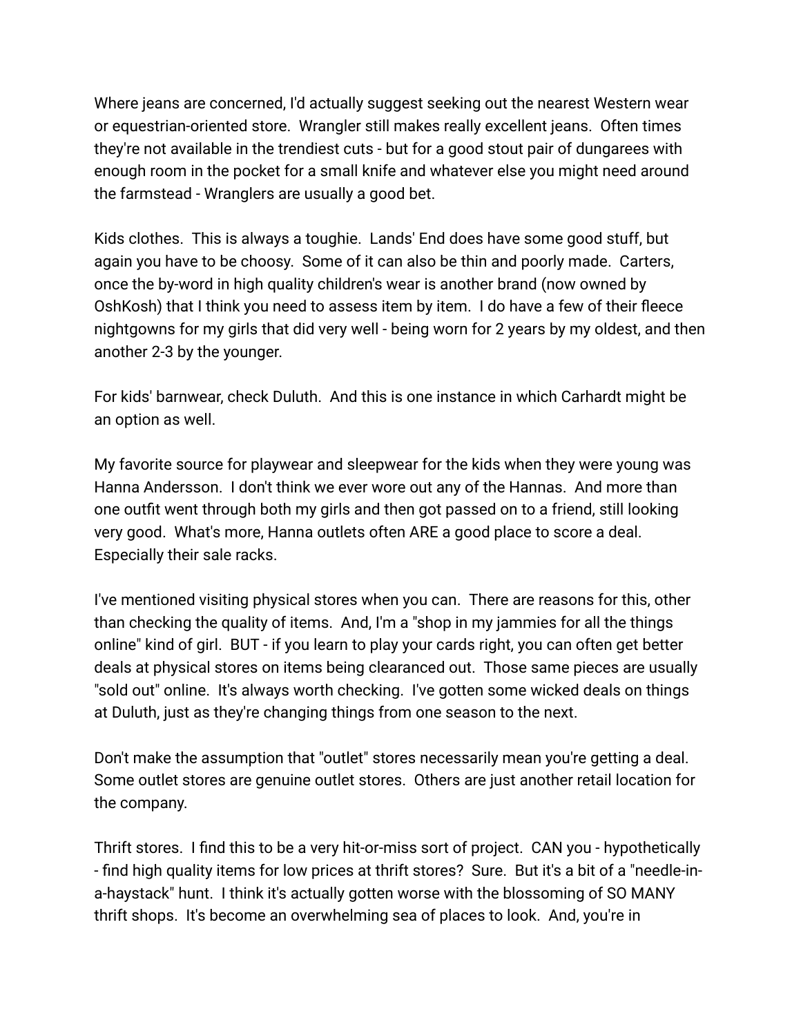Where jeans are concerned, I'd actually suggest seeking out the nearest Western wear or equestrian-oriented store. Wrangler still makes really excellent jeans. Often times they're not available in the trendiest cuts - but for a good stout pair of dungarees with enough room in the pocket for a small knife and whatever else you might need around the farmstead - Wranglers are usually a good bet.

Kids clothes. This is always a toughie. Lands' End does have some good stuff, but again you have to be choosy. Some of it can also be thin and poorly made. Carters, once the by-word in high quality children's wear is another brand (now owned by OshKosh) that I think you need to assess item by item. I do have a few of their fleece nightgowns for my girls that did very well - being worn for 2 years by my oldest, and then another 2-3 by the younger.

For kids' barnwear, check Duluth. And this is one instance in which Carhardt might be an option as well.

My favorite source for playwear and sleepwear for the kids when they were young was Hanna Andersson. I don't think we ever wore out any of the Hannas. And more than one outfit went through both my girls and then got passed on to a friend, still looking very good. What's more, Hanna outlets often ARE a good place to score a deal. Especially their sale racks.

I've mentioned visiting physical stores when you can. There are reasons for this, other than checking the quality of items. And, I'm a "shop in my jammies for all the things online" kind of girl. BUT - if you learn to play your cards right, you can often get better deals at physical stores on items being clearanced out. Those same pieces are usually "sold out" online. It's always worth checking. I've gotten some wicked deals on things at Duluth, just as they're changing things from one season to the next.

Don't make the assumption that "outlet" stores necessarily mean you're getting a deal. Some outlet stores are genuine outlet stores. Others are just another retail location for the company.

Thrift stores. I find this to be a very hit-or-miss sort of project. CAN you - hypothetically - find high quality items for low prices at thrift stores? Sure. But it's a bit of a "needle-in-a-haystack" hunt. I think it's actually gotten worse with the blossoming of SO MANY thrift shops. It's become an overwhelming sea of places to look. And, you're in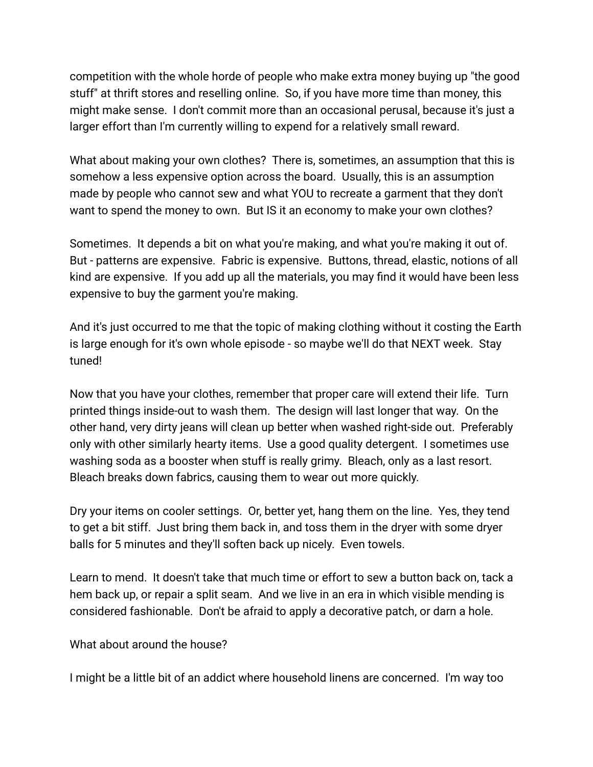competition with the whole horde of people who make extra money buying up "the good stuff" at thrift stores and reselling online. So, if you have more time than money, this might make sense. I don't commit more than an occasional perusal, because it's just a larger effort than I'm currently willing to expend for a relatively small reward.

What about making your own clothes? There is, sometimes, an assumption that this is somehow a less expensive option across the board. Usually, this is an assumption made by people who cannot sew and what YOU to recreate a garment that they don't want to spend the money to own. But IS it an economy to make your own clothes?

Sometimes. It depends a bit on what you're making, and what you're making it out of. But - patterns are expensive. Fabric is expensive. Buttons, thread, elastic, notions of all kind are expensive. If you add up all the materials, you may find it would have been less expensive to buy the garment you're making.

And it's just occurred to me that the topic of making clothing without it costing the Earth is large enough for it's own whole episode - so maybe we'll do that NEXT week. Stay tuned!

Now that you have your clothes, remember that proper care will extend their life. Turn printed things inside-out to wash them. The design will last longer that way. On the other hand, very dirty jeans will clean up better when washed right-side out. Preferably only with other similarly hearty items. Use a good quality detergent. I sometimes use washing soda as a booster when stuff is really grimy. Bleach, only as a last resort. Bleach breaks down fabrics, causing them to wear out more quickly.

Dry your items on cooler settings. Or, better yet, hang them on the line. Yes, they tend to get a bit stiff. Just bring them back in, and toss them in the dryer with some dryer balls for 5 minutes and they'll soften back up nicely. Even towels.

Learn to mend. It doesn't take that much time or effort to sew a button back on, tack a hem back up, or repair a split seam. And we live in an era in which visible mending is considered fashionable. Don't be afraid to apply a decorative patch, or darn a hole.

What about around the house?

I might be a little bit of an addict where household linens are concerned. I'm way too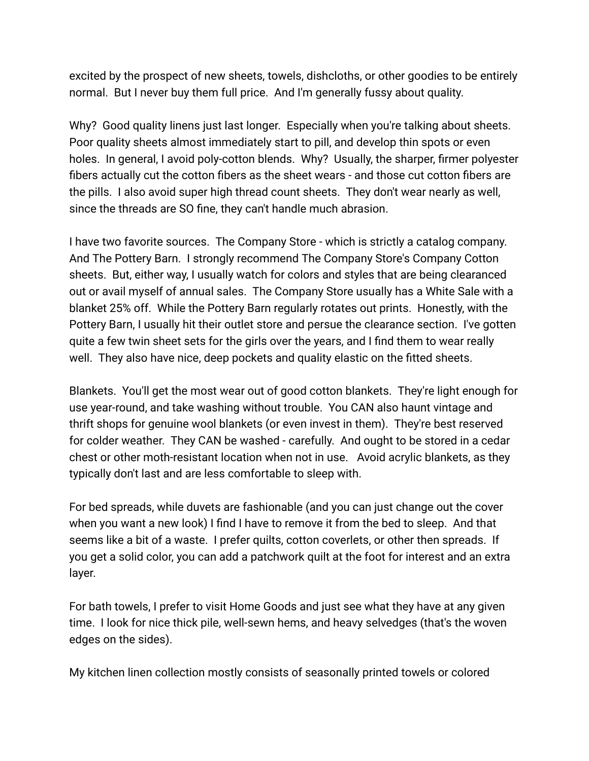excited by the prospect of new sheets, towels, dishcloths, or other goodies to be entirely normal. But I never buy them full price. And I'm generally fussy about quality.

Why? Good quality linens just last longer. Especially when you're talking about sheets. Poor quality sheets almost immediately start to pill, and develop thin spots or even holes. In general, I avoid poly-cotton blends. Why? Usually, the sharper, firmer polyester fibers actually cut the cotton fibers as the sheet wears - and those cut cotton fibers are the pills. I also avoid super high thread count sheets. They don't wear nearly as well, since the threads are SO fine, they can't handle much abrasion.

I have two favorite sources. The Company Store - which is strictly a catalog company. And The Pottery Barn. I strongly recommend The Company Store's Company Cotton sheets. But, either way, I usually watch for colors and styles that are being clearanced out or avail myself of annual sales. The Company Store usually has a White Sale with a blanket 25% off. While the Pottery Barn regularly rotates out prints. Honestly, with the Pottery Barn, I usually hit their outlet store and persue the clearance section. I've gotten quite a few twin sheet sets for the girls over the years, and I find them to wear really well. They also have nice, deep pockets and quality elastic on the fitted sheets.

Blankets. You'll get the most wear out of good cotton blankets. They're light enough for use year-round, and take washing without trouble. You CAN also haunt vintage and thrift shops for genuine wool blankets (or even invest in them). They're best reserved for colder weather. They CAN be washed - carefully. And ought to be stored in a cedar chest or other moth-resistant location when not in use. Avoid acrylic blankets, as they typically don't last and are less comfortable to sleep with.

For bed spreads, while duvets are fashionable (and you can just change out the cover when you want a new look) I find I have to remove it from the bed to sleep. And that seems like a bit of a waste. I prefer quilts, cotton coverlets, or other then spreads. If you get a solid color, you can add a patchwork quilt at the foot for interest and an extra layer.

For bath towels, I prefer to visit Home Goods and just see what they have at any given time. I look for nice thick pile, well-sewn hems, and heavy selvedges (that's the woven edges on the sides).

My kitchen linen collection mostly consists of seasonally printed towels or colored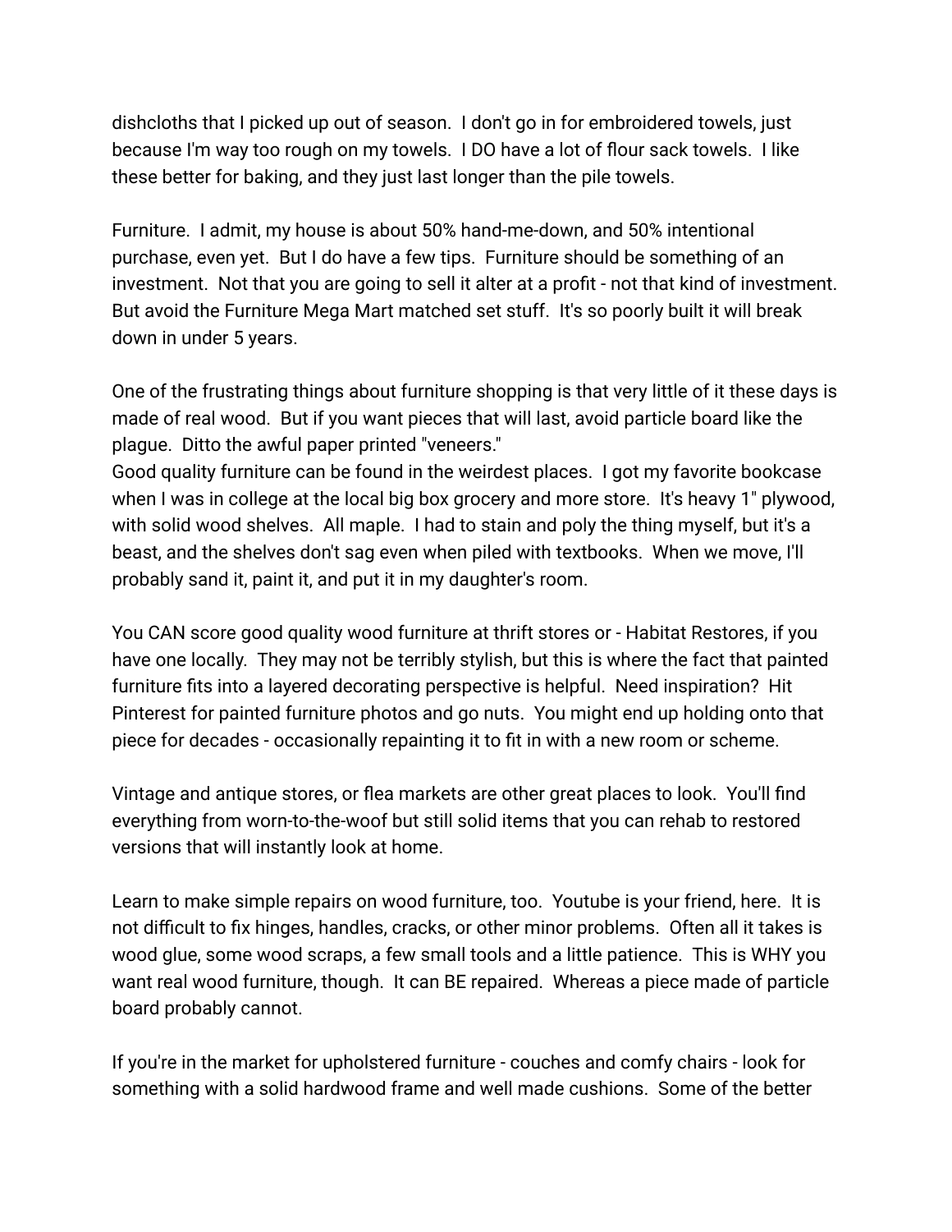dishcloths that I picked up out of season. I don't go in for embroidered towels, just because I'm way too rough on my towels. I DO have a lot of flour sack towels. I like these better for baking, and they just last longer than the pile towels.

Furniture. I admit, my house is about 50% hand-me-down, and 50% intentional purchase, even yet. But I do have a few tips. Furniture should be something of an investment. Not that you are going to sell it alter at a profit - not that kind of investment. But avoid the Furniture Mega Mart matched set stuff. It's so poorly built it will break down in under 5 years.

One of the frustrating things about furniture shopping is that very little of it these days is made of real wood. But if you want pieces that will last, avoid particle board like the plague. Ditto the awful paper printed "veneers."
Good quality furniture can be found in the weirdest places. I got my favorite bookcase when I was in college at the local big box grocery and more store. It's heavy 1" plywood, with solid wood shelves. All maple. I had to stain and poly the thing myself, but it's a beast, and the shelves don't sag even when piled with textbooks. When we move, I'll probably sand it, paint it, and put it in my daughter's room.

You CAN score good quality wood furniture at thrift stores or - Habitat Restores, if you have one locally. They may not be terribly stylish, but this is where the fact that painted furniture fits into a layered decorating perspective is helpful. Need inspiration? Hit Pinterest for painted furniture photos and go nuts. You might end up holding onto that piece for decades - occasionally repainting it to fit in with a new room or scheme.

Vintage and antique stores, or flea markets are other great places to look. You'll find everything from worn-to-the-woof but still solid items that you can rehab to restored versions that will instantly look at home.

Learn to make simple repairs on wood furniture, too. Youtube is your friend, here. It is not difficult to fix hinges, handles, cracks, or other minor problems. Often all it takes is wood glue, some wood scraps, a few small tools and a little patience. This is WHY you want real wood furniture, though. It can BE repaired. Whereas a piece made of particle board probably cannot.

If you're in the market for upholstered furniture - couches and comfy chairs - look for something with a solid hardwood frame and well made cushions. Some of the better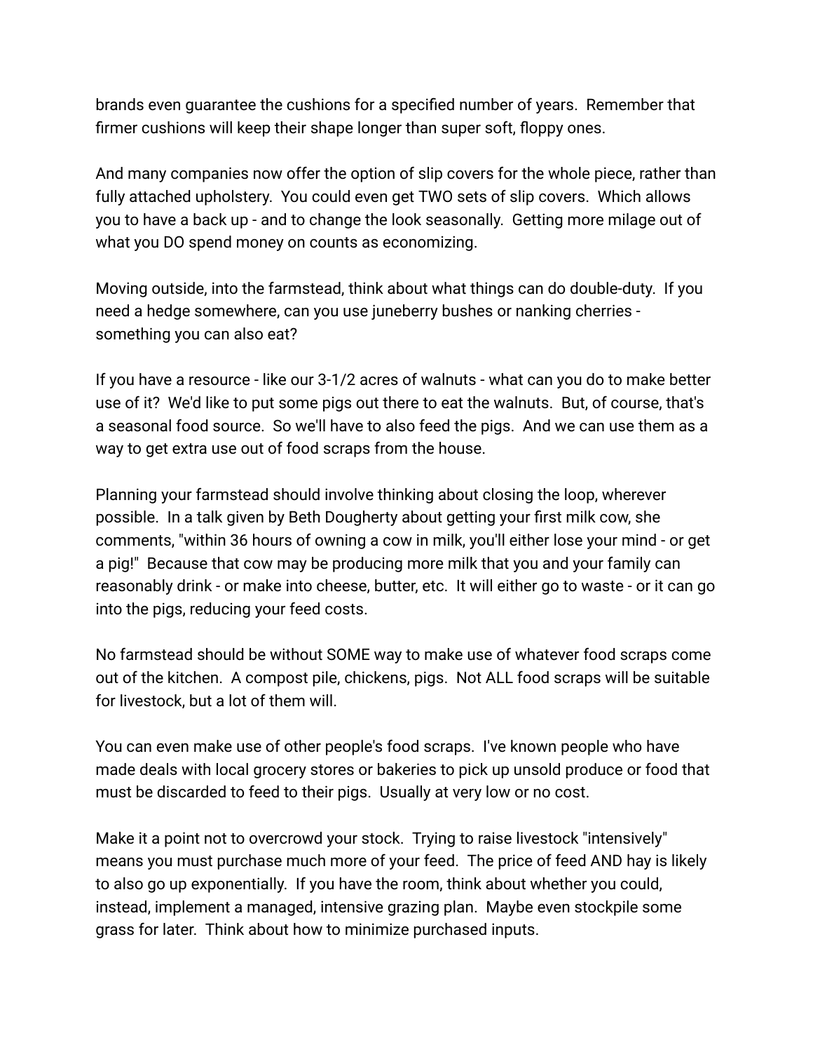brands even guarantee the cushions for a specified number of years.  Remember that firmer cushions will keep their shape longer than super soft, floppy ones.

And many companies now offer the option of slip covers for the whole piece, rather than fully attached upholstery.  You could even get TWO sets of slip covers.  Which allows you to have a back up - and to change the look seasonally.  Getting more milage out of what you DO spend money on counts as economizing.

Moving outside, into the farmstead, think about what things can do double-duty.  If you need a hedge somewhere, can you use juneberry bushes or nanking cherries - something you can also eat?

If you have a resource - like our 3-1/2 acres of walnuts - what can you do to make better use of it?  We'd like to put some pigs out there to eat the walnuts.  But, of course, that's a seasonal food source.  So we'll have to also feed the pigs.  And we can use them as a way to get extra use out of food scraps from the house.

Planning your farmstead should involve thinking about closing the loop, wherever possible.  In a talk given by Beth Dougherty about getting your first milk cow, she comments, "within 36 hours of owning a cow in milk, you'll either lose your mind - or get a pig!"  Because that cow may be producing more milk that you and your family can reasonably drink - or make into cheese, butter, etc.  It will either go to waste - or it can go into the pigs, reducing your feed costs.

No farmstead should be without SOME way to make use of whatever food scraps come out of the kitchen.  A compost pile, chickens, pigs.  Not ALL food scraps will be suitable for livestock, but a lot of them will.

You can even make use of other people's food scraps.  I've known people who have made deals with local grocery stores or bakeries to pick up unsold produce or food that must be discarded to feed to their pigs.  Usually at very low or no cost.

Make it a point not to overcrowd your stock.  Trying to raise livestock "intensively" means you must purchase much more of your feed.  The price of feed AND hay is likely to also go up exponentially.  If you have the room, think about whether you could, instead, implement a managed, intensive grazing plan.  Maybe even stockpile some grass for later.  Think about how to minimize purchased inputs.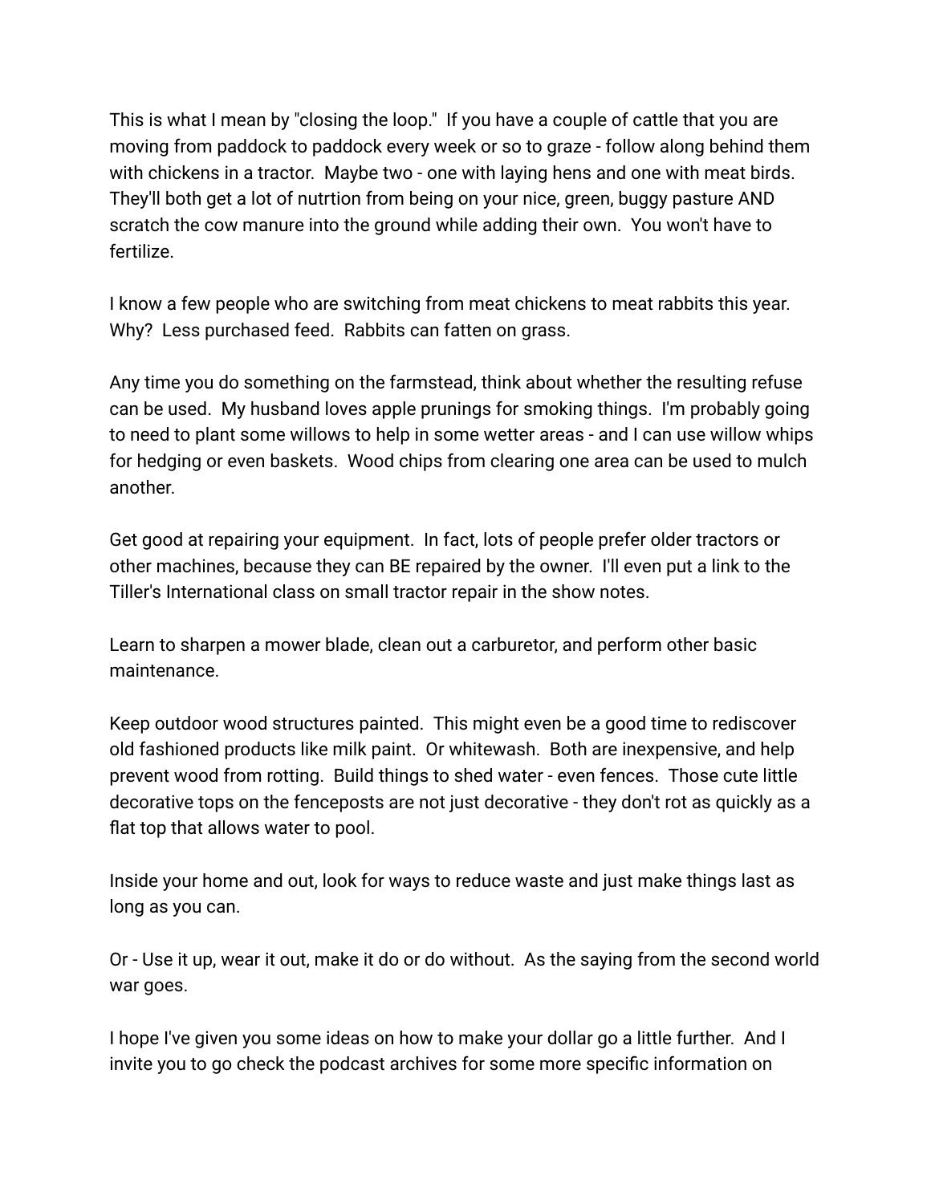This is what I mean by "closing the loop." If you have a couple of cattle that you are moving from paddock to paddock every week or so to graze - follow along behind them with chickens in a tractor. Maybe two - one with laying hens and one with meat birds. They'll both get a lot of nutrtion from being on your nice, green, buggy pasture AND scratch the cow manure into the ground while adding their own. You won't have to fertilize.

I know a few people who are switching from meat chickens to meat rabbits this year. Why? Less purchased feed. Rabbits can fatten on grass.

Any time you do something on the farmstead, think about whether the resulting refuse can be used. My husband loves apple prunings for smoking things. I'm probably going to need to plant some willows to help in some wetter areas - and I can use willow whips for hedging or even baskets. Wood chips from clearing one area can be used to mulch another.

Get good at repairing your equipment. In fact, lots of people prefer older tractors or other machines, because they can BE repaired by the owner. I'll even put a link to the Tiller's International class on small tractor repair in the show notes.

Learn to sharpen a mower blade, clean out a carburetor, and perform other basic maintenance.

Keep outdoor wood structures painted. This might even be a good time to rediscover old fashioned products like milk paint. Or whitewash. Both are inexpensive, and help prevent wood from rotting. Build things to shed water - even fences. Those cute little decorative tops on the fenceposts are not just decorative - they don't rot as quickly as a flat top that allows water to pool.

Inside your home and out, look for ways to reduce waste and just make things last as long as you can.

Or - Use it up, wear it out, make it do or do without. As the saying from the second world war goes.

I hope I've given you some ideas on how to make your dollar go a little further. And I invite you to go check the podcast archives for some more specific information on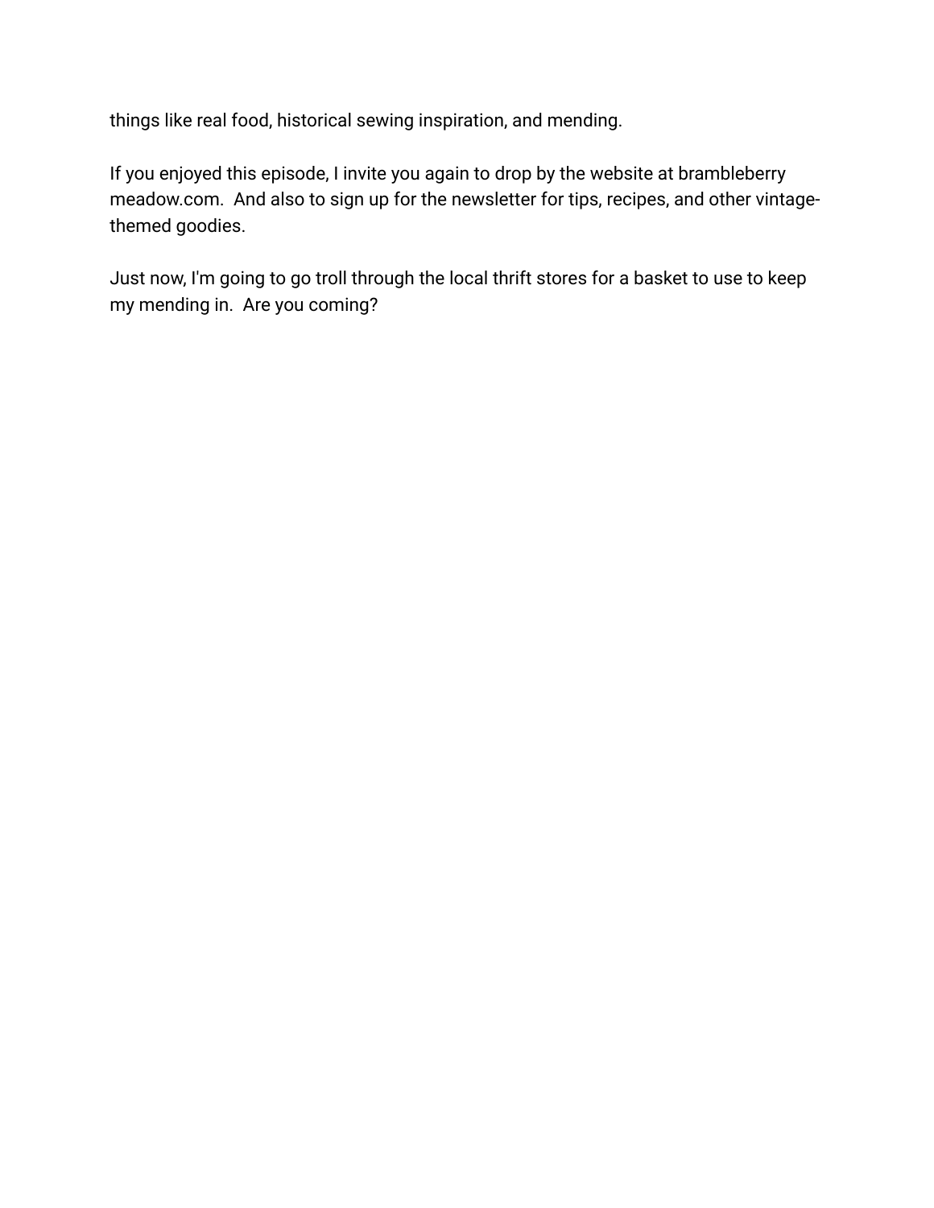things like real food, historical sewing inspiration, and mending.

If you enjoyed this episode, I invite you again to drop by the website at brambleberry meadow.com. And also to sign up for the newsletter for tips, recipes, and other vintage-themed goodies.

Just now, I'm going to go troll through the local thrift stores for a basket to use to keep my mending in. Are you coming?